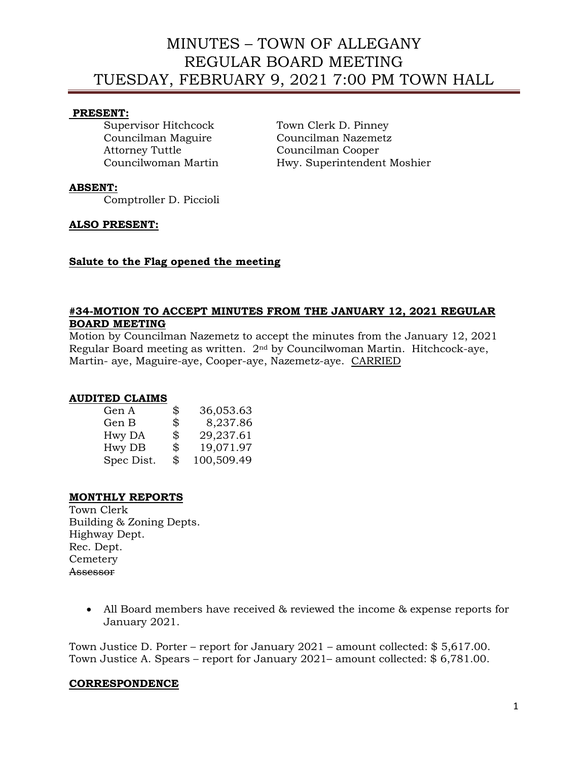# MINUTES – TOWN OF ALLEGANY
# REGULAR BOARD MEETING
# TUESDAY, FEBRUARY 9, 2021 7:00 PM TOWN HALL

**PRESENT:**

Supervisor Hitchcock
Councilman Maguire
Attorney Tuttle
Councilwoman Martin
Town Clerk D. Pinney
Councilman Nazemetz
Councilman Cooper
Hwy. Superintendent Moshier

**ABSENT:**

Comptroller D. Piccioli

**ALSO PRESENT:**

**Salute to the Flag opened the meeting**

**#34-MOTION TO ACCEPT MINUTES FROM THE JANUARY 12, 2021 REGULAR BOARD MEETING**

Motion by Councilman Nazemetz to accept the minutes from the January 12, 2021 Regular Board meeting as written. 2nd by Councilwoman Martin. Hitchcock-aye, Martin- aye, Maguire-aye, Cooper-aye, Nazemetz-aye. CARRIED

**AUDITED CLAIMS**

| | | |
|---|---|---|
| Gen A | $ | 36,053.63 |
| Gen B | $ | 8,237.86 |
| Hwy DA | $ | 29,237.61 |
| Hwy DB | $ | 19,071.97 |
| Spec Dist. | $ | 100,509.49 |

**MONTHLY REPORTS**

Town Clerk
Building & Zoning Depts.
Highway Dept.
Rec. Dept.
Cemetery
~~Assessor~~

- All Board members have received & reviewed the income & expense reports for January 2021.

Town Justice D. Porter – report for January 2021 – amount collected: $ 5,617.00.
Town Justice A. Spears – report for January 2021– amount collected: $ 6,781.00.

**CORRESPONDENCE**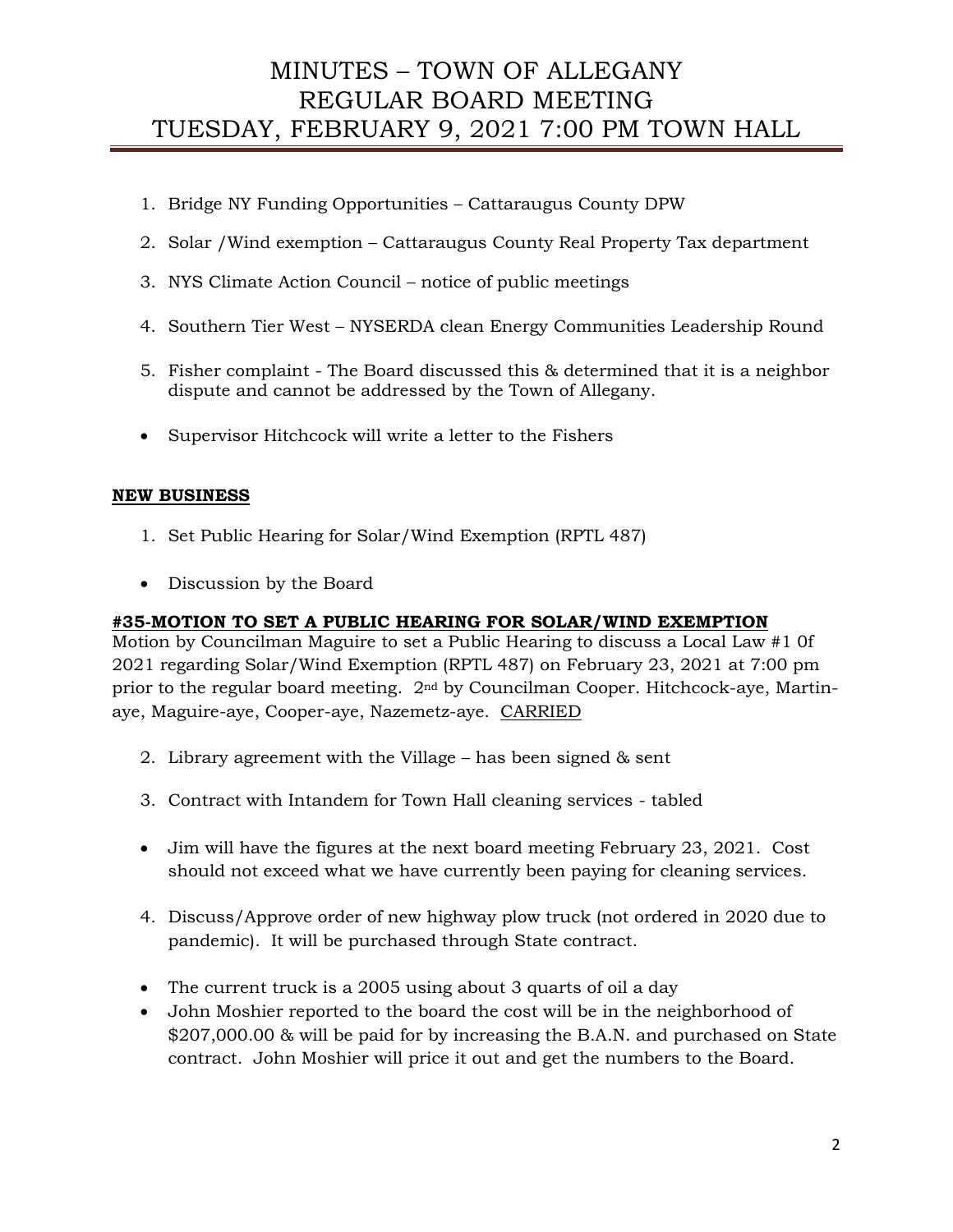1. Bridge NY Funding Opportunities – Cattaraugus County DPW
2. Solar /Wind exemption – Cattaraugus County Real Property Tax department
3. NYS Climate Action Council – notice of public meetings
4. Southern Tier West – NYSERDA clean Energy Communities Leadership Round
5. Fisher complaint - The Board discussed this & determined that it is a neighbor dispute and cannot be addressed by the Town of Allegany.

- Supervisor Hitchcock will write a letter to the Fishers

**NEW BUSINESS**

1. Set Public Hearing for Solar/Wind Exemption (RPTL 487)

- Discussion by the Board

**#35-MOTION TO SET A PUBLIC HEARING FOR SOLAR/WIND EXEMPTION**

Motion by Councilman Maguire to set a Public Hearing to discuss a Local Law #1 0f 2021 regarding Solar/Wind Exemption (RPTL 487) on February 23, 2021 at 7:00 pm prior to the regular board meeting. 2nd by Councilman Cooper. Hitchcock-aye, Martin-aye, Maguire-aye, Cooper-aye, Nazemetz-aye. CARRIED

2. Library agreement with the Village – has been signed & sent
3. Contract with Intandem for Town Hall cleaning services - tabled

- Jim will have the figures at the next board meeting February 23, 2021. Cost should not exceed what we have currently been paying for cleaning services.

4. Discuss/Approve order of new highway plow truck (not ordered in 2020 due to pandemic). It will be purchased through State contract.

- The current truck is a 2005 using about 3 quarts of oil a day
- John Moshier reported to the board the cost will be in the neighborhood of $207,000.00 & will be paid for by increasing the B.A.N. and purchased on State contract. John Moshier will price it out and get the numbers to the Board.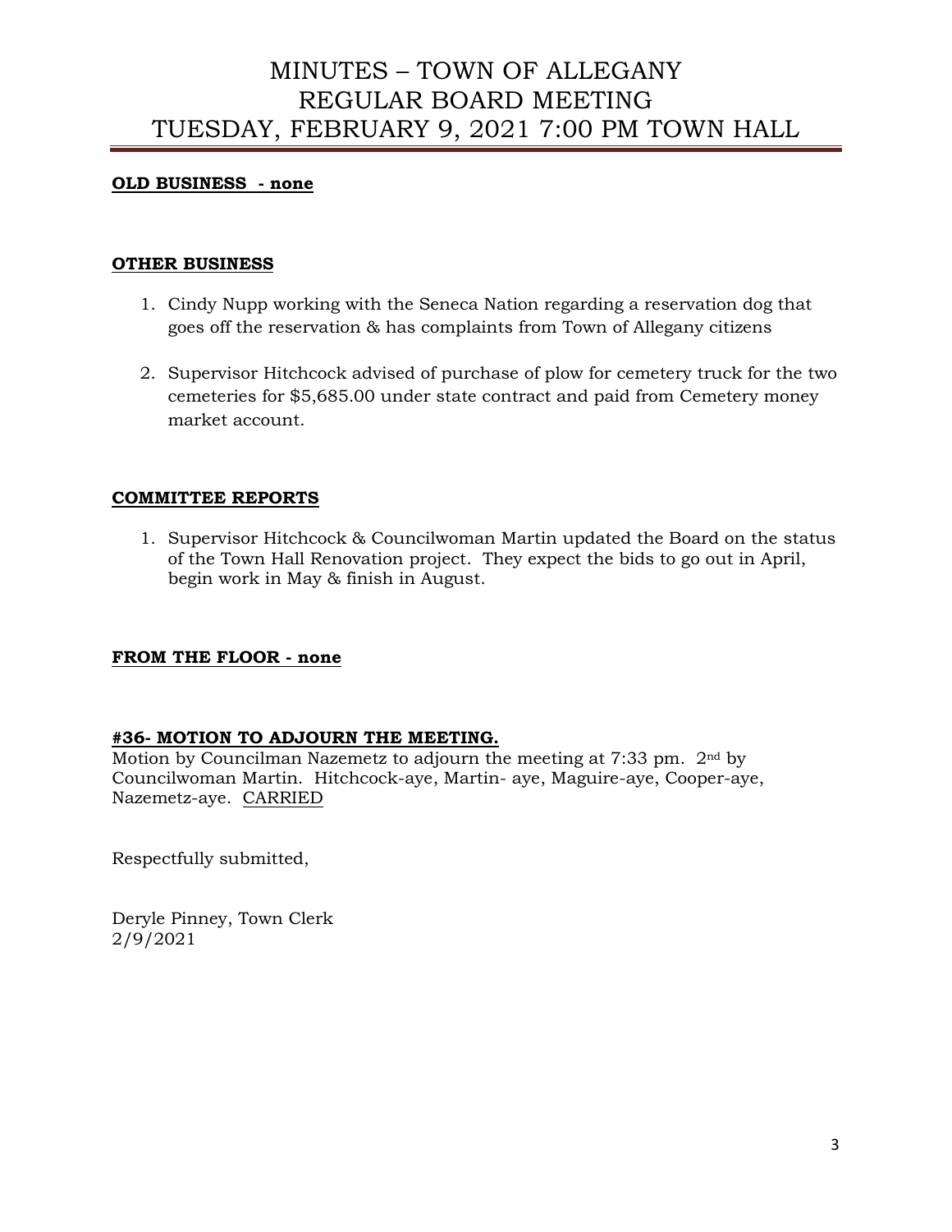# MINUTES – TOWN OF ALLEGANY
# REGULAR BOARD MEETING
# TUESDAY, FEBRUARY 9, 2021 7:00 PM TOWN HALL

**OLD BUSINESS - none**

**OTHER BUSINESS**

1. Cindy Nupp working with the Seneca Nation regarding a reservation dog that goes off the reservation & has complaints from Town of Allegany citizens

2. Supervisor Hitchcock advised of purchase of plow for cemetery truck for the two cemeteries for $5,685.00 under state contract and paid from Cemetery money market account.

**COMMITTEE REPORTS**

1. Supervisor Hitchcock & Councilwoman Martin updated the Board on the status of the Town Hall Renovation project. They expect the bids to go out in April, begin work in May & finish in August.

**FROM THE FLOOR - none**

**#36- MOTION TO ADJOURN THE MEETING.**

Motion by Councilman Nazemetz to adjourn the meeting at 7:33 pm. 2nd by Councilwoman Martin. Hitchcock-aye, Martin- aye, Maguire-aye, Cooper-aye, Nazemetz-aye. CARRIED

Respectfully submitted,

Deryle Pinney, Town Clerk
2/9/2021